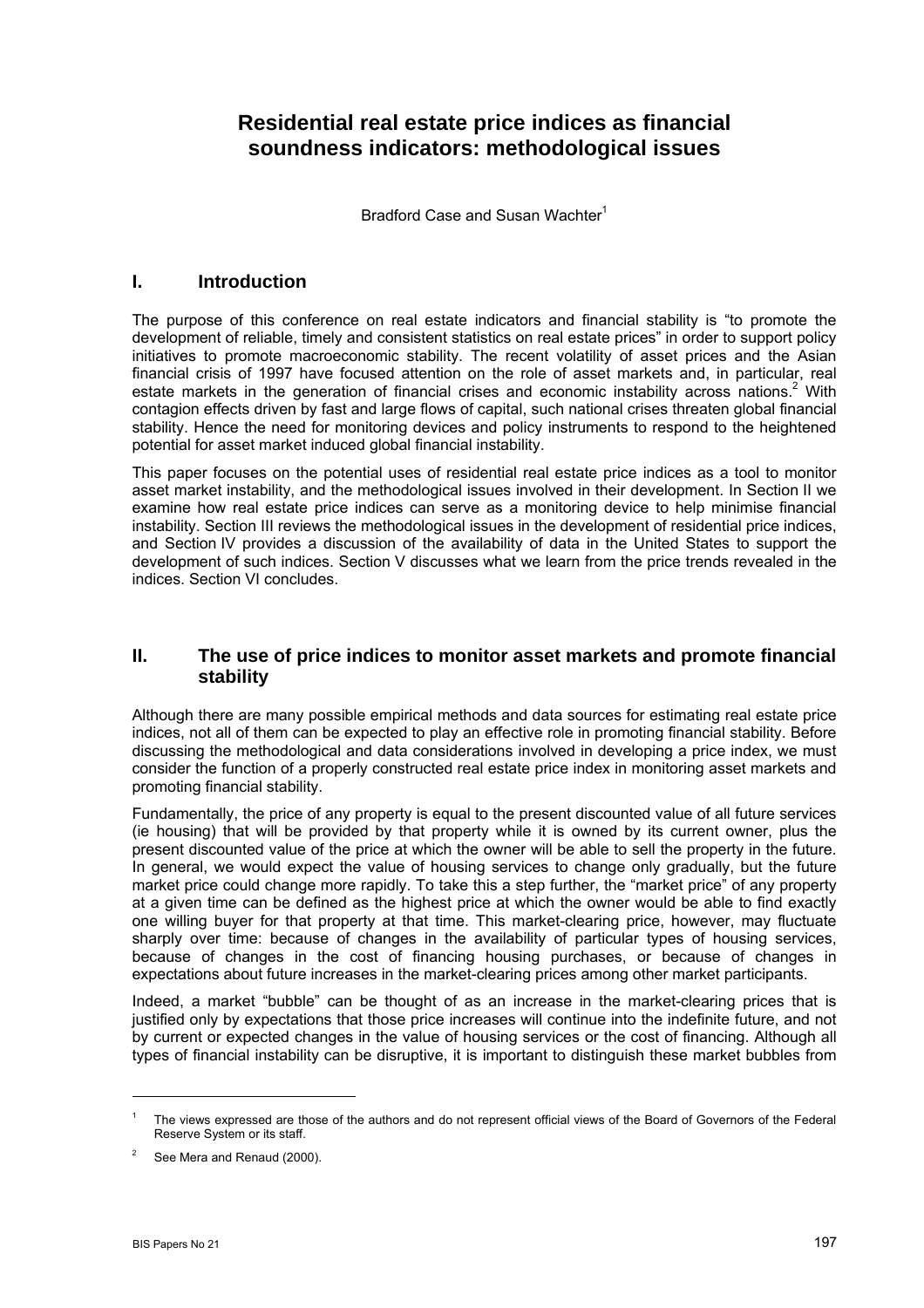# Residential real estate price indices as financial soundness indicators: methodological issues

Bradford Case and Susan Wachter[1]

## I. Introduction

The purpose of this conference on real estate indicators and financial stability is "to promote the development of reliable, timely and consistent statistics on real estate prices" in order to support policy initiatives to promote macroeconomic stability. The recent volatility of asset prices and the Asian financial crisis of 1997 have focused attention on the role of asset markets and, in particular, real estate markets in the generation of financial crises and economic instability across nations.[2] With contagion effects driven by fast and large flows of capital, such national crises threaten global financial stability. Hence the need for monitoring devices and policy instruments to respond to the heightened potential for asset market induced global financial instability.

This paper focuses on the potential uses of residential real estate price indices as a tool to monitor asset market instability, and the methodological issues involved in their development. In Section II we examine how real estate price indices can serve as a monitoring device to help minimise financial instability. Section III reviews the methodological issues in the development of residential price indices, and Section IV provides a discussion of the availability of data in the United States to support the development of such indices. Section V discusses what we learn from the price trends revealed in the indices. Section VI concludes.

## II. The use of price indices to monitor asset markets and promote financial stability

Although there are many possible empirical methods and data sources for estimating real estate price indices, not all of them can be expected to play an effective role in promoting financial stability. Before discussing the methodological and data considerations involved in developing a price index, we must consider the function of a properly constructed real estate price index in monitoring asset markets and promoting financial stability.

Fundamentally, the price of any property is equal to the present discounted value of all future services (ie housing) that will be provided by that property while it is owned by its current owner, plus the present discounted value of the price at which the owner will be able to sell the property in the future. In general, we would expect the value of housing services to change only gradually, but the future market price could change more rapidly. To take this a step further, the "market price" of any property at a given time can be defined as the highest price at which the owner would be able to find exactly one willing buyer for that property at that time. This market-clearing price, however, may fluctuate sharply over time: because of changes in the availability of particular types of housing services, because of changes in the cost of financing housing purchases, or because of changes in expectations about future increases in the market-clearing prices among other market participants.

Indeed, a market "bubble" can be thought of as an increase in the market-clearing prices that is justified only by expectations that those price increases will continue into the indefinite future, and not by current or expected changes in the value of housing services or the cost of financing. Although all types of financial instability can be disruptive, it is important to distinguish these market bubbles from

---

[1] The views expressed are those of the authors and do not represent official views of the Board of Governors of the Federal Reserve System or its staff.

[2] See Mera and Renaud (2000).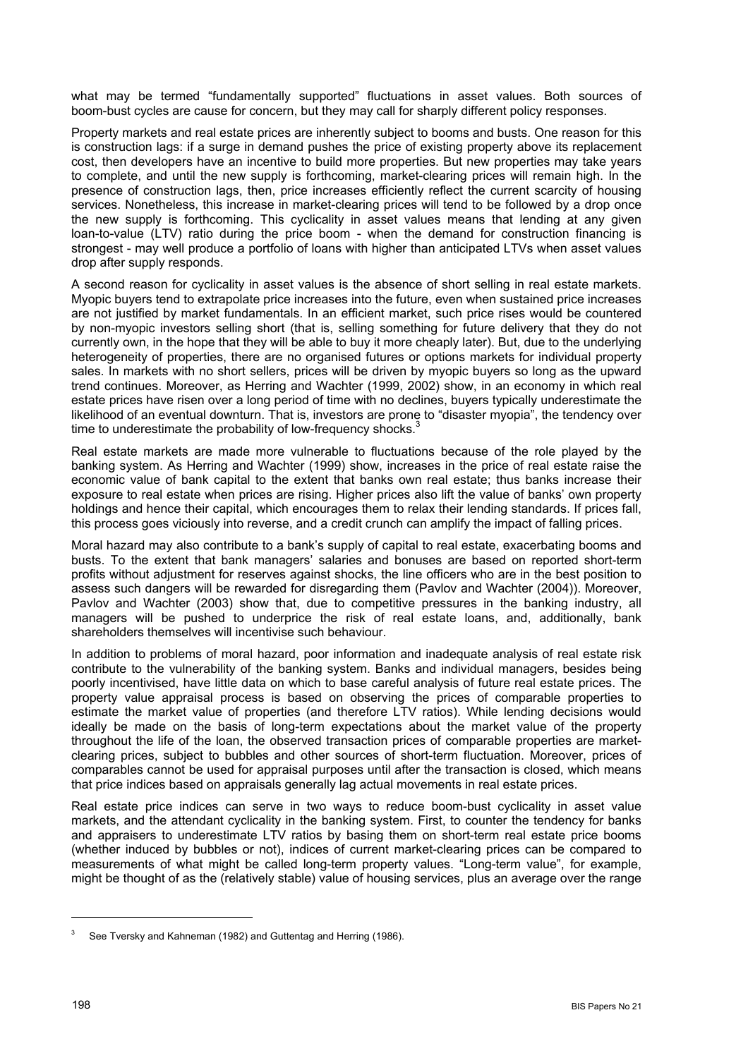what may be termed "fundamentally supported" fluctuations in asset values. Both sources of boom-bust cycles are cause for concern, but they may call for sharply different policy responses.

Property markets and real estate prices are inherently subject to booms and busts. One reason for this is construction lags: if a surge in demand pushes the price of existing property above its replacement cost, then developers have an incentive to build more properties. But new properties may take years to complete, and until the new supply is forthcoming, market-clearing prices will remain high. In the presence of construction lags, then, price increases efficiently reflect the current scarcity of housing services. Nonetheless, this increase in market-clearing prices will tend to be followed by a drop once the new supply is forthcoming. This cyclicality in asset values means that lending at any given loan-to-value (LTV) ratio during the price boom - when the demand for construction financing is strongest - may well produce a portfolio of loans with higher than anticipated LTVs when asset values drop after supply responds.

A second reason for cyclicality in asset values is the absence of short selling in real estate markets. Myopic buyers tend to extrapolate price increases into the future, even when sustained price increases are not justified by market fundamentals. In an efficient market, such price rises would be countered by non-myopic investors selling short (that is, selling something for future delivery that they do not currently own, in the hope that they will be able to buy it more cheaply later). But, due to the underlying heterogeneity of properties, there are no organised futures or options markets for individual property sales. In markets with no short sellers, prices will be driven by myopic buyers so long as the upward trend continues. Moreover, as Herring and Wachter (1999, 2002) show, in an economy in which real estate prices have risen over a long period of time with no declines, buyers typically underestimate the likelihood of an eventual downturn. That is, investors are prone to "disaster myopia", the tendency over time to underestimate the probability of low-frequency shocks.[3]

Real estate markets are made more vulnerable to fluctuations because of the role played by the banking system. As Herring and Wachter (1999) show, increases in the price of real estate raise the economic value of bank capital to the extent that banks own real estate; thus banks increase their exposure to real estate when prices are rising. Higher prices also lift the value of banks' own property holdings and hence their capital, which encourages them to relax their lending standards. If prices fall, this process goes viciously into reverse, and a credit crunch can amplify the impact of falling prices.

Moral hazard may also contribute to a bank's supply of capital to real estate, exacerbating booms and busts. To the extent that bank managers' salaries and bonuses are based on reported short-term profits without adjustment for reserves against shocks, the line officers who are in the best position to assess such dangers will be rewarded for disregarding them (Pavlov and Wachter (2004)). Moreover, Pavlov and Wachter (2003) show that, due to competitive pressures in the banking industry, all managers will be pushed to underprice the risk of real estate loans, and, additionally, bank shareholders themselves will incentivise such behaviour.

In addition to problems of moral hazard, poor information and inadequate analysis of real estate risk contribute to the vulnerability of the banking system. Banks and individual managers, besides being poorly incentivised, have little data on which to base careful analysis of future real estate prices. The property value appraisal process is based on observing the prices of comparable properties to estimate the market value of properties (and therefore LTV ratios). While lending decisions would ideally be made on the basis of long-term expectations about the market value of the property throughout the life of the loan, the observed transaction prices of comparable properties are market-clearing prices, subject to bubbles and other sources of short-term fluctuation. Moreover, prices of comparables cannot be used for appraisal purposes until after the transaction is closed, which means that price indices based on appraisals generally lag actual movements in real estate prices.

Real estate price indices can serve in two ways to reduce boom-bust cyclicality in asset value markets, and the attendant cyclicality in the banking system. First, to counter the tendency for banks and appraisers to underestimate LTV ratios by basing them on short-term real estate price booms (whether induced by bubbles or not), indices of current market-clearing prices can be compared to measurements of what might be called long-term property values. "Long-term value", for example, might be thought of as the (relatively stable) value of housing services, plus an average over the range

[3] See Tversky and Kahneman (1982) and Guttentag and Herring (1986).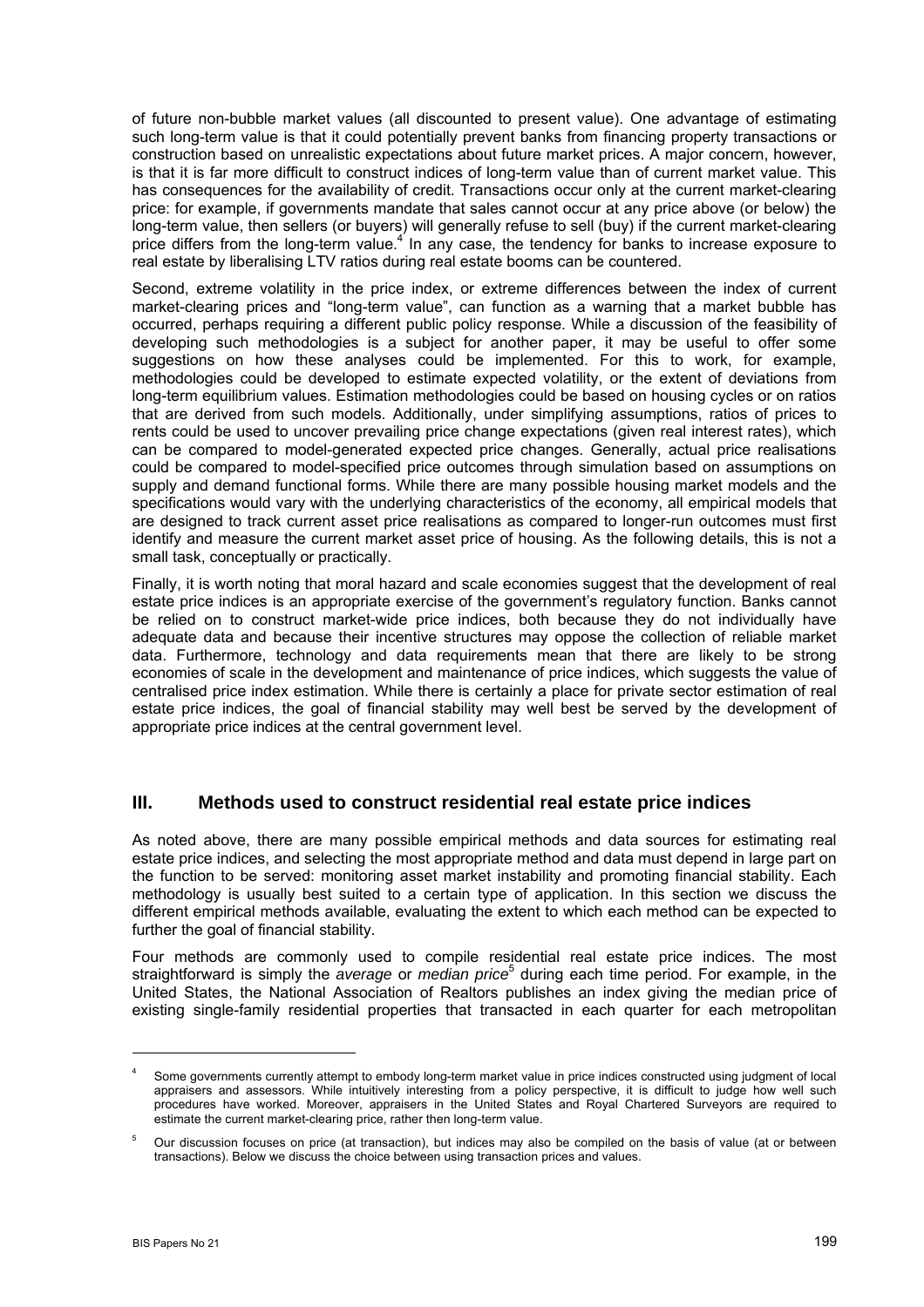of future non-bubble market values (all discounted to present value). One advantage of estimating such long-term value is that it could potentially prevent banks from financing property transactions or construction based on unrealistic expectations about future market prices. A major concern, however, is that it is far more difficult to construct indices of long-term value than of current market value. This has consequences for the availability of credit. Transactions occur only at the current market-clearing price: for example, if governments mandate that sales cannot occur at any price above (or below) the long-term value, then sellers (or buyers) will generally refuse to sell (buy) if the current market-clearing price differs from the long-term value.[4] In any case, the tendency for banks to increase exposure to real estate by liberalising LTV ratios during real estate booms can be countered.

Second, extreme volatility in the price index, or extreme differences between the index of current market-clearing prices and "long-term value", can function as a warning that a market bubble has occurred, perhaps requiring a different public policy response. While a discussion of the feasibility of developing such methodologies is a subject for another paper, it may be useful to offer some suggestions on how these analyses could be implemented. For this to work, for example, methodologies could be developed to estimate expected volatility, or the extent of deviations from long-term equilibrium values. Estimation methodologies could be based on housing cycles or on ratios that are derived from such models. Additionally, under simplifying assumptions, ratios of prices to rents could be used to uncover prevailing price change expectations (given real interest rates), which can be compared to model-generated expected price changes. Generally, actual price realisations could be compared to model-specified price outcomes through simulation based on assumptions on supply and demand functional forms. While there are many possible housing market models and the specifications would vary with the underlying characteristics of the economy, all empirical models that are designed to track current asset price realisations as compared to longer-run outcomes must first identify and measure the current market asset price of housing. As the following details, this is not a small task, conceptually or practically.

Finally, it is worth noting that moral hazard and scale economies suggest that the development of real estate price indices is an appropriate exercise of the government's regulatory function. Banks cannot be relied on to construct market-wide price indices, both because they do not individually have adequate data and because their incentive structures may oppose the collection of reliable market data. Furthermore, technology and data requirements mean that there are likely to be strong economies of scale in the development and maintenance of price indices, which suggests the value of centralised price index estimation. While there is certainly a place for private sector estimation of real estate price indices, the goal of financial stability may well best be served by the development of appropriate price indices at the central government level.

## III. Methods used to construct residential real estate price indices

As noted above, there are many possible empirical methods and data sources for estimating real estate price indices, and selecting the most appropriate method and data must depend in large part on the function to be served: monitoring asset market instability and promoting financial stability. Each methodology is usually best suited to a certain type of application. In this section we discuss the different empirical methods available, evaluating the extent to which each method can be expected to further the goal of financial stability.

Four methods are commonly used to compile residential real estate price indices. The most straightforward is simply the *average* or *median price*[5] during each time period. For example, in the United States, the National Association of Realtors publishes an index giving the median price of existing single-family residential properties that transacted in each quarter for each metropolitan

---

[4] Some governments currently attempt to embody long-term market value in price indices constructed using judgment of local appraisers and assessors. While intuitively interesting from a policy perspective, it is difficult to judge how well such procedures have worked. Moreover, appraisers in the United States and Royal Chartered Surveyors are required to estimate the current market-clearing price, rather then long-term value.

[5] Our discussion focuses on price (at transaction), but indices may also be compiled on the basis of value (at or between transactions). Below we discuss the choice between using transaction prices and values.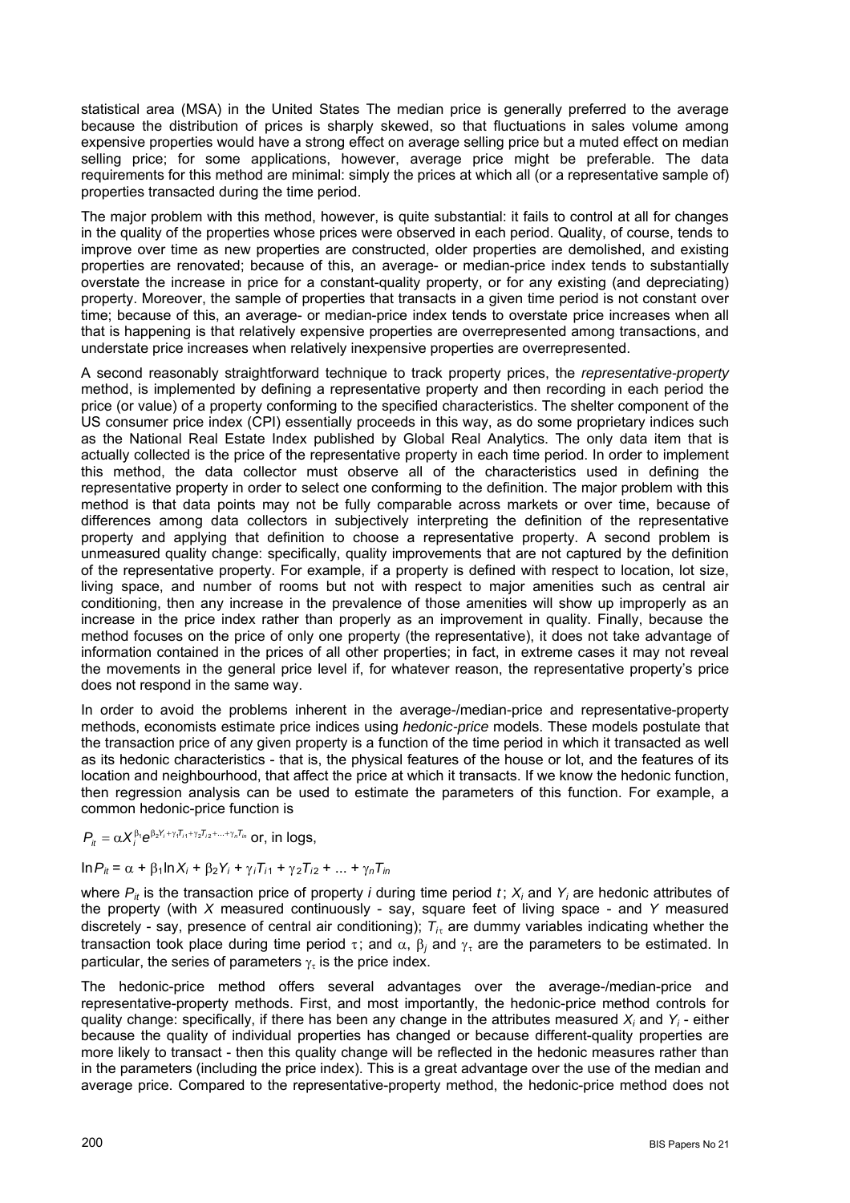statistical area (MSA) in the United States The median price is generally preferred to the average because the distribution of prices is sharply skewed, so that fluctuations in sales volume among expensive properties would have a strong effect on average selling price but a muted effect on median selling price; for some applications, however, average price might be preferable. The data requirements for this method are minimal: simply the prices at which all (or a representative sample of) properties transacted during the time period.

The major problem with this method, however, is quite substantial: it fails to control at all for changes in the quality of the properties whose prices were observed in each period. Quality, of course, tends to improve over time as new properties are constructed, older properties are demolished, and existing properties are renovated; because of this, an average- or median-price index tends to substantially overstate the increase in price for a constant-quality property, or for any existing (and depreciating) property. Moreover, the sample of properties that transacts in a given time period is not constant over time; because of this, an average- or median-price index tends to overstate price increases when all that is happening is that relatively expensive properties are overrepresented among transactions, and understate price increases when relatively inexpensive properties are overrepresented.

A second reasonably straightforward technique to track property prices, the *representative-property* method, is implemented by defining a representative property and then recording in each period the price (or value) of a property conforming to the specified characteristics. The shelter component of the US consumer price index (CPI) essentially proceeds in this way, as do some proprietary indices such as the National Real Estate Index published by Global Real Analytics. The only data item that is actually collected is the price of the representative property in each time period. In order to implement this method, the data collector must observe all of the characteristics used in defining the representative property in order to select one conforming to the definition. The major problem with this method is that data points may not be fully comparable across markets or over time, because of differences among data collectors in subjectively interpreting the definition of the representative property and applying that definition to choose a representative property. A second problem is unmeasured quality change: specifically, quality improvements that are not captured by the definition of the representative property. For example, if a property is defined with respect to location, lot size, living space, and number of rooms but not with respect to major amenities such as central air conditioning, then any increase in the prevalence of those amenities will show up improperly as an increase in the price index rather than properly as an improvement in quality. Finally, because the method focuses on the price of only one property (the representative), it does not take advantage of information contained in the prices of all other properties; in fact, in extreme cases it may not reveal the movements in the general price level if, for whatever reason, the representative property's price does not respond in the same way.

In order to avoid the problems inherent in the average-/median-price and representative-property methods, economists estimate price indices using *hedonic-price* models. These models postulate that the transaction price of any given property is a function of the time period in which it transacted as well as its hedonic characteristics - that is, the physical features of the house or lot, and the features of its location and neighbourhood, that affect the price at which it transacts. If we know the hedonic function, then regression analysis can be used to estimate the parameters of this function. For example, a common hedonic-price function is

$P_{it} = \alpha X_i^{\beta_1} e^{\beta_2 Y_i + \gamma_1 T_{i1} + \gamma_2 T_{i2} + \ldots + \gamma_n T_{in}}$ or, in logs,

$\ln P_{it} = \alpha + \beta_1 \ln X_i + \beta_2 Y_i + \gamma_i T_{i1} + \gamma_2 T_{i2} + \ldots + \gamma_n T_{in}$

where $P_{it}$ is the transaction price of property $i$ during time period $t$; $X_i$ and $Y_i$ are hedonic attributes of the property (with $X$ measured continuously - say, square feet of living space - and $Y$ measured discretely - say, presence of central air conditioning); $T_{i\tau}$ are dummy variables indicating whether the transaction took place during time period $\tau$; and $\alpha$, $\beta_j$ and $\gamma_\tau$ are the parameters to be estimated. In particular, the series of parameters $\gamma_\tau$ is the price index.

The hedonic-price method offers several advantages over the average-/median-price and representative-property methods. First, and most importantly, the hedonic-price method controls for quality change: specifically, if there has been any change in the attributes measured $X_i$ and $Y_i$ - either because the quality of individual properties has changed or because different-quality properties are more likely to transact - then this quality change will be reflected in the hedonic measures rather than in the parameters (including the price index). This is a great advantage over the use of the median and average price. Compared to the representative-property method, the hedonic-price method does not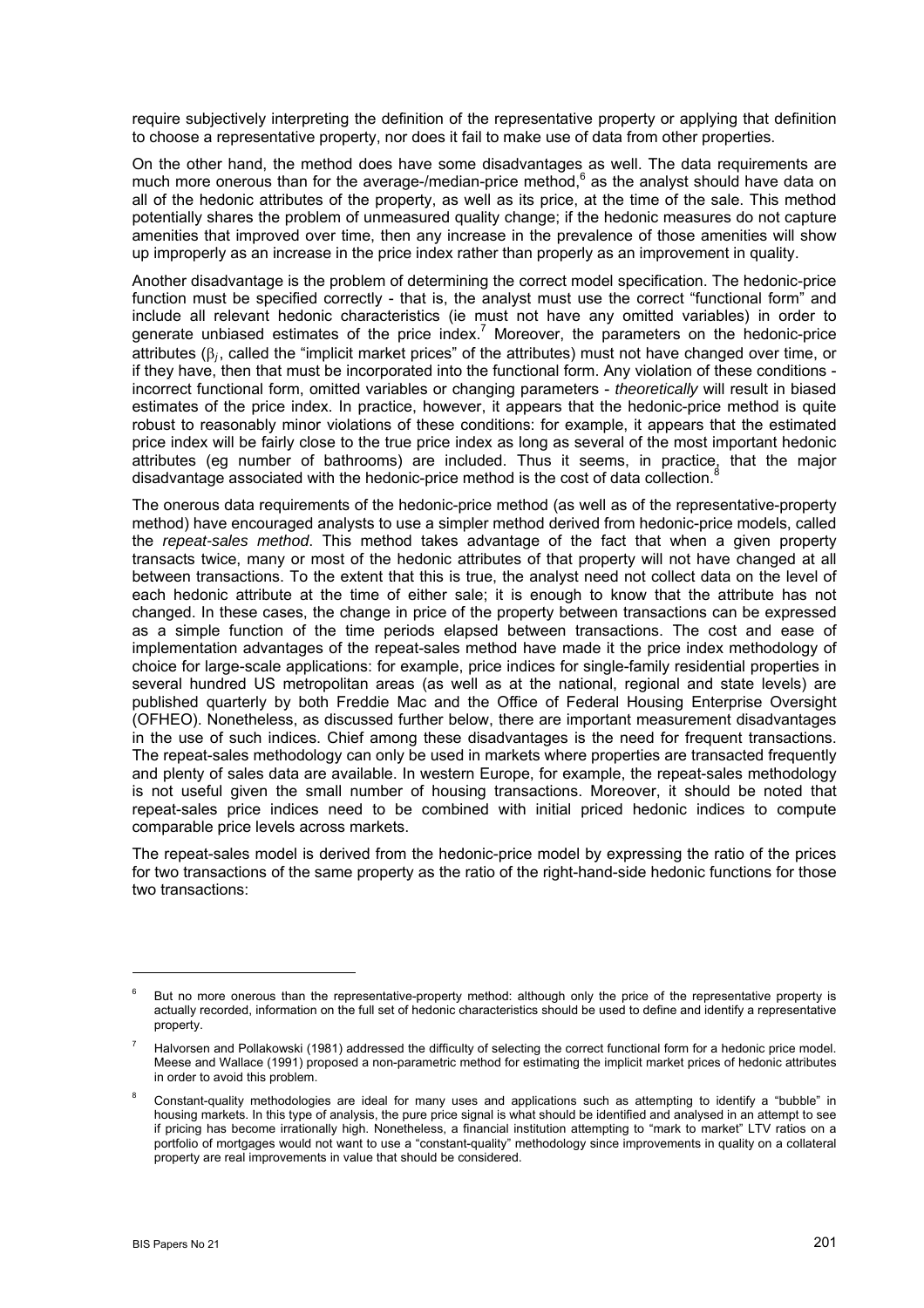require subjectively interpreting the definition of the representative property or applying that definition to choose a representative property, nor does it fail to make use of data from other properties.

On the other hand, the method does have some disadvantages as well. The data requirements are much more onerous than for the average-/median-price method,[6] as the analyst should have data on all of the hedonic attributes of the property, as well as its price, at the time of the sale. This method potentially shares the problem of unmeasured quality change; if the hedonic measures do not capture amenities that improved over time, then any increase in the prevalence of those amenities will show up improperly as an increase in the price index rather than properly as an improvement in quality.

Another disadvantage is the problem of determining the correct model specification. The hedonic-price function must be specified correctly - that is, the analyst must use the correct "functional form" and include all relevant hedonic characteristics (ie must not have any omitted variables) in order to generate unbiased estimates of the price index.[7] Moreover, the parameters on the hedonic-price attributes ($\beta_j$, called the "implicit market prices" of the attributes) must not have changed over time, or if they have, then that must be incorporated into the functional form. Any violation of these conditions - incorrect functional form, omitted variables or changing parameters - *theoretically* will result in biased estimates of the price index. In practice, however, it appears that the hedonic-price method is quite robust to reasonably minor violations of these conditions: for example, it appears that the estimated price index will be fairly close to the true price index as long as several of the most important hedonic attributes (eg number of bathrooms) are included. Thus it seems, in practice, that the major disadvantage associated with the hedonic-price method is the cost of data collection.[8]

The onerous data requirements of the hedonic-price method (as well as of the representative-property method) have encouraged analysts to use a simpler method derived from hedonic-price models, called the *repeat-sales method*. This method takes advantage of the fact that when a given property transacts twice, many or most of the hedonic attributes of that property will not have changed at all between transactions. To the extent that this is true, the analyst need not collect data on the level of each hedonic attribute at the time of either sale; it is enough to know that the attribute has not changed. In these cases, the change in price of the property between transactions can be expressed as a simple function of the time periods elapsed between transactions. The cost and ease of implementation advantages of the repeat-sales method have made it the price index methodology of choice for large-scale applications: for example, price indices for single-family residential properties in several hundred US metropolitan areas (as well as at the national, regional and state levels) are published quarterly by both Freddie Mac and the Office of Federal Housing Enterprise Oversight (OFHEO). Nonetheless, as discussed further below, there are important measurement disadvantages in the use of such indices. Chief among these disadvantages is the need for frequent transactions. The repeat-sales methodology can only be used in markets where properties are transacted frequently and plenty of sales data are available. In western Europe, for example, the repeat-sales methodology is not useful given the small number of housing transactions. Moreover, it should be noted that repeat-sales price indices need to be combined with initial priced hedonic indices to compute comparable price levels across markets.

The repeat-sales model is derived from the hedonic-price model by expressing the ratio of the prices for two transactions of the same property as the ratio of the right-hand-side hedonic functions for those two transactions:

---

[6] But no more onerous than the representative-property method: although only the price of the representative property is actually recorded, information on the full set of hedonic characteristics should be used to define and identify a representative property.

[7] Halvorsen and Pollakowski (1981) addressed the difficulty of selecting the correct functional form for a hedonic price model. Meese and Wallace (1991) proposed a non-parametric method for estimating the implicit market prices of hedonic attributes in order to avoid this problem.

[8] Constant-quality methodologies are ideal for many uses and applications such as attempting to identify a "bubble" in housing markets. In this type of analysis, the pure price signal is what should be identified and analysed in an attempt to see if pricing has become irrationally high. Nonetheless, a financial institution attempting to "mark to market" LTV ratios on a portfolio of mortgages would not want to use a "constant-quality" methodology since improvements in quality on a collateral property are real improvements in value that should be considered.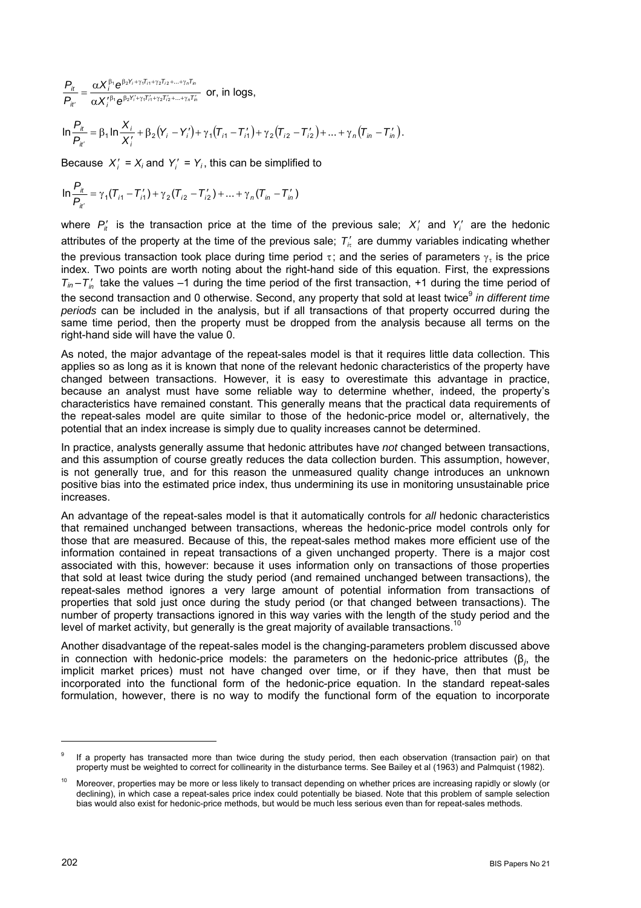$$\frac{P_{it}}{P_{it'}} = \frac{\alpha X_i^{\beta_1} e^{\beta_2 Y_i + \gamma_1 T_{i1} + \gamma_2 T_{i2} + \ldots + \gamma_n T_{in}}}{\alpha X_i'^{\beta_1} e^{\beta_2 Y_i' + \gamma_1 T_{i1}' + \gamma_2 T_{i2}' + \ldots + \gamma_n T_{in}'}} \text{ or, in logs,}$$

$$\ln \frac{P_{it}}{P_{it'}} = \beta_1 \ln \frac{X_i}{X_i'} + \beta_2 \left(Y_i - Y_i'\right) + \gamma_1 \left(T_{i1} - T_{i1}'\right) + \gamma_2 \left(T_{i2} - T_{i2}'\right) + \ldots + \gamma_n \left(T_{in} - T_{in}'\right).$$

Because $X_i' = X_i$ and $Y_i' = Y_i$, this can be simplified to

$$\ln \frac{P_{it}}{P_{it'}} = \gamma_1 (T_{i1} - T_{i1}') + \gamma_2 (T_{i2} - T_{i2}') + \ldots + \gamma_n (T_{in} - T_{in}')$$

where $P_{it}'$ is the transaction price at the time of the previous sale; $X_i'$ and $Y_i'$ are the hedonic attributes of the property at the time of the previous sale; $T_{i\tau}'$ are dummy variables indicating whether the previous transaction took place during time period $\tau$; and the series of parameters $\gamma_\tau$ is the price index. Two points are worth noting about the right-hand side of this equation. First, the expressions $T_{in} - T_{in}'$ take the values –1 during the time period of the first transaction, +1 during the time period of the second transaction and 0 otherwise. Second, any property that sold at least twice[9] *in different time periods* can be included in the analysis, but if all transactions of that property occurred during the same time period, then the property must be dropped from the analysis because all terms on the right-hand side will have the value 0.

As noted, the major advantage of the repeat-sales model is that it requires little data collection. This applies so as long as it is known that none of the relevant hedonic characteristics of the property have changed between transactions. However, it is easy to overestimate this advantage in practice, because an analyst must have some reliable way to determine whether, indeed, the property's characteristics have remained constant. This generally means that the practical data requirements of the repeat-sales model are quite similar to those of the hedonic-price model or, alternatively, the potential that an index increase is simply due to quality increases cannot be determined.

In practice, analysts generally assume that hedonic attributes have *not* changed between transactions, and this assumption of course greatly reduces the data collection burden. This assumption, however, is not generally true, and for this reason the unmeasured quality change introduces an unknown positive bias into the estimated price index, thus undermining its use in monitoring unsustainable price increases.

An advantage of the repeat-sales model is that it automatically controls for *all* hedonic characteristics that remained unchanged between transactions, whereas the hedonic-price model controls only for those that are measured. Because of this, the repeat-sales method makes more efficient use of the information contained in repeat transactions of a given unchanged property. There is a major cost associated with this, however: because it uses information only on transactions of those properties that sold at least twice during the study period (and remained unchanged between transactions), the repeat-sales method ignores a very large amount of potential information from transactions of properties that sold just once during the study period (or that changed between transactions). The number of property transactions ignored in this way varies with the length of the study period and the level of market activity, but generally is the great majority of available transactions.[10]

Another disadvantage of the repeat-sales model is the changing-parameters problem discussed above in connection with hedonic-price models: the parameters on the hedonic-price attributes ($\beta_j$, the implicit market prices) must not have changed over time, or if they have, then that must be incorporated into the functional form of the hedonic-price equation. In the standard repeat-sales formulation, however, there is no way to modify the functional form of the equation to incorporate

---

[9] If a property has transacted more than twice during the study period, then each observation (transaction pair) on that property must be weighted to correct for collinearity in the disturbance terms. See Bailey et al (1963) and Palmquist (1982).

[10] Moreover, properties may be more or less likely to transact depending on whether prices are increasing rapidly or slowly (or declining), in which case a repeat-sales price index could potentially be biased. Note that this problem of sample selection bias would also exist for hedonic-price methods, but would be much less serious even than for repeat-sales methods.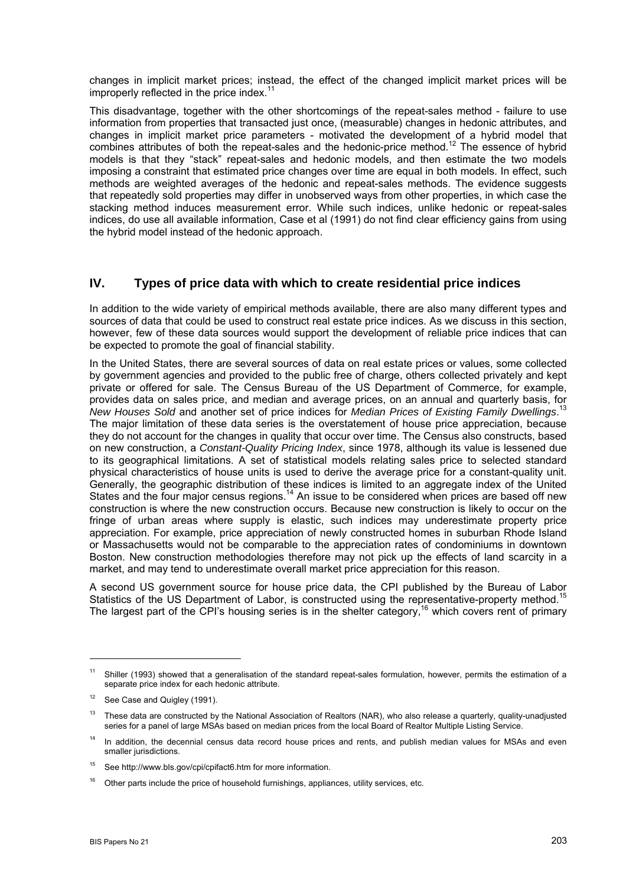changes in implicit market prices; instead, the effect of the changed implicit market prices will be improperly reflected in the price index.[11]

This disadvantage, together with the other shortcomings of the repeat-sales method - failure to use information from properties that transacted just once, (measurable) changes in hedonic attributes, and changes in implicit market price parameters - motivated the development of a hybrid model that combines attributes of both the repeat-sales and the hedonic-price method.[12] The essence of hybrid models is that they "stack" repeat-sales and hedonic models, and then estimate the two models imposing a constraint that estimated price changes over time are equal in both models. In effect, such methods are weighted averages of the hedonic and repeat-sales methods. The evidence suggests that repeatedly sold properties may differ in unobserved ways from other properties, in which case the stacking method induces measurement error. While such indices, unlike hedonic or repeat-sales indices, do use all available information, Case et al (1991) do not find clear efficiency gains from using the hybrid model instead of the hedonic approach.

## IV. Types of price data with which to create residential price indices

In addition to the wide variety of empirical methods available, there are also many different types and sources of data that could be used to construct real estate price indices. As we discuss in this section, however, few of these data sources would support the development of reliable price indices that can be expected to promote the goal of financial stability.

In the United States, there are several sources of data on real estate prices or values, some collected by government agencies and provided to the public free of charge, others collected privately and kept private or offered for sale. The Census Bureau of the US Department of Commerce, for example, provides data on sales price, and median and average prices, on an annual and quarterly basis, for *New Houses Sold* and another set of price indices for *Median Prices of Existing Family Dwellings*.[13] The major limitation of these data series is the overstatement of house price appreciation, because they do not account for the changes in quality that occur over time. The Census also constructs, based on new construction, a *Constant-Quality Pricing Index*, since 1978, although its value is lessened due to its geographical limitations. A set of statistical models relating sales price to selected standard physical characteristics of house units is used to derive the average price for a constant-quality unit. Generally, the geographic distribution of these indices is limited to an aggregate index of the United States and the four major census regions.[14] An issue to be considered when prices are based off new construction is where the new construction occurs. Because new construction is likely to occur on the fringe of urban areas where supply is elastic, such indices may underestimate property price appreciation. For example, price appreciation of newly constructed homes in suburban Rhode Island or Massachusetts would not be comparable to the appreciation rates of condominiums in downtown Boston. New construction methodologies therefore may not pick up the effects of land scarcity in a market, and may tend to underestimate overall market price appreciation for this reason.

A second US government source for house price data, the CPI published by the Bureau of Labor Statistics of the US Department of Labor, is constructed using the representative-property method.[15] The largest part of the CPI's housing series is in the shelter category,[16] which covers rent of primary

---

[11] Shiller (1993) showed that a generalisation of the standard repeat-sales formulation, however, permits the estimation of a separate price index for each hedonic attribute.

[12] See Case and Quigley (1991).

[13] These data are constructed by the National Association of Realtors (NAR), who also release a quarterly, quality-unadjusted series for a panel of large MSAs based on median prices from the local Board of Realtor Multiple Listing Service.

[14] In addition, the decennial census data record house prices and rents, and publish median values for MSAs and even smaller jurisdictions.

[15] See http://www.bls.gov/cpi/cpifact6.htm for more information.

[16] Other parts include the price of household furnishings, appliances, utility services, etc.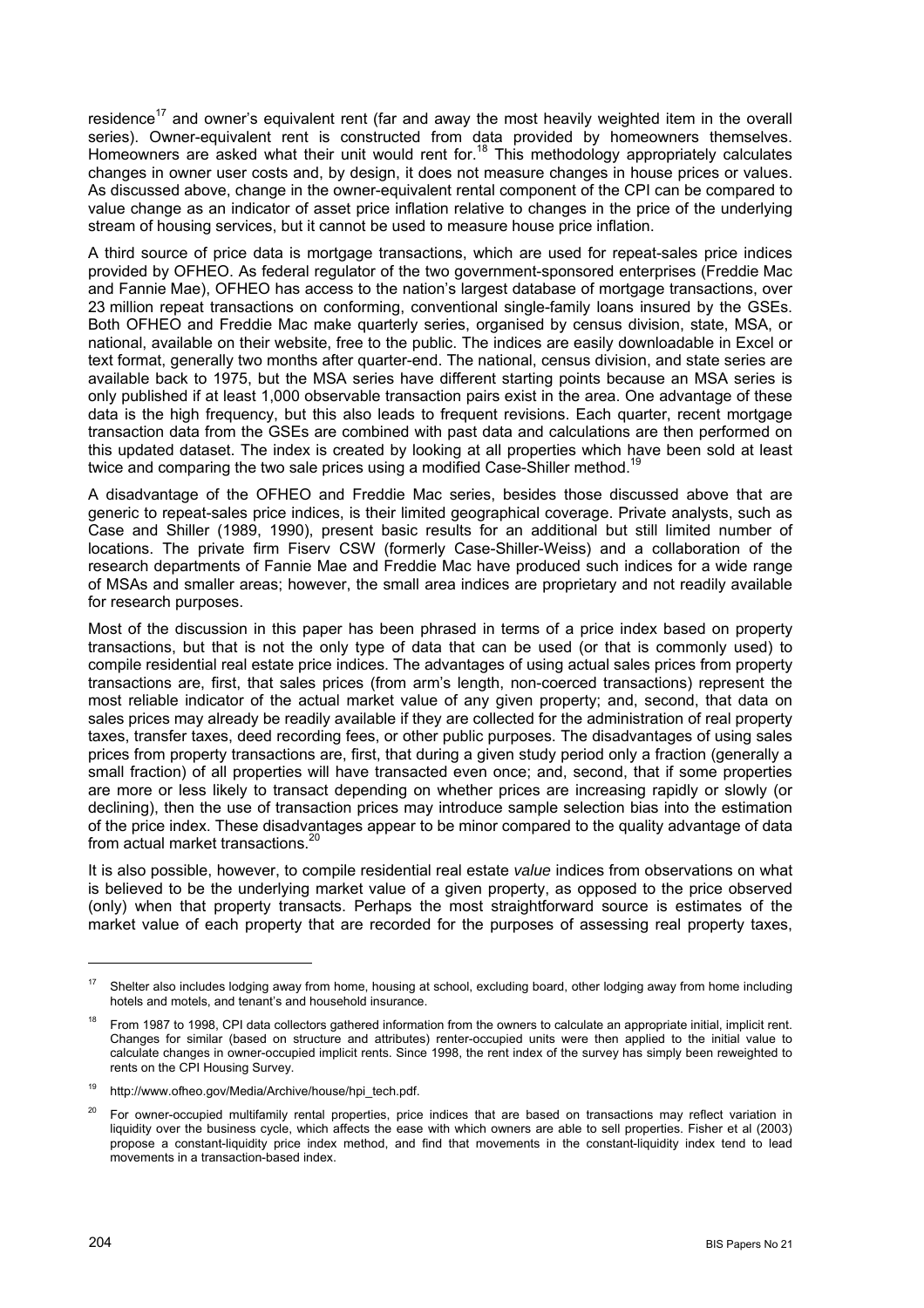residence[17] and owner's equivalent rent (far and away the most heavily weighted item in the overall series). Owner-equivalent rent is constructed from data provided by homeowners themselves. Homeowners are asked what their unit would rent for.[18] This methodology appropriately calculates changes in owner user costs and, by design, it does not measure changes in house prices or values. As discussed above, change in the owner-equivalent rental component of the CPI can be compared to value change as an indicator of asset price inflation relative to changes in the price of the underlying stream of housing services, but it cannot be used to measure house price inflation.

A third source of price data is mortgage transactions, which are used for repeat-sales price indices provided by OFHEO. As federal regulator of the two government-sponsored enterprises (Freddie Mac and Fannie Mae), OFHEO has access to the nation's largest database of mortgage transactions, over 23 million repeat transactions on conforming, conventional single-family loans insured by the GSEs. Both OFHEO and Freddie Mac make quarterly series, organised by census division, state, MSA, or national, available on their website, free to the public. The indices are easily downloadable in Excel or text format, generally two months after quarter-end. The national, census division, and state series are available back to 1975, but the MSA series have different starting points because an MSA series is only published if at least 1,000 observable transaction pairs exist in the area. One advantage of these data is the high frequency, but this also leads to frequent revisions. Each quarter, recent mortgage transaction data from the GSEs are combined with past data and calculations are then performed on this updated dataset. The index is created by looking at all properties which have been sold at least twice and comparing the two sale prices using a modified Case-Shiller method.[19]

A disadvantage of the OFHEO and Freddie Mac series, besides those discussed above that are generic to repeat-sales price indices, is their limited geographical coverage. Private analysts, such as Case and Shiller (1989, 1990), present basic results for an additional but still limited number of locations. The private firm Fiserv CSW (formerly Case-Shiller-Weiss) and a collaboration of the research departments of Fannie Mae and Freddie Mac have produced such indices for a wide range of MSAs and smaller areas; however, the small area indices are proprietary and not readily available for research purposes.

Most of the discussion in this paper has been phrased in terms of a price index based on property transactions, but that is not the only type of data that can be used (or that is commonly used) to compile residential real estate price indices. The advantages of using actual sales prices from property transactions are, first, that sales prices (from arm's length, non-coerced transactions) represent the most reliable indicator of the actual market value of any given property; and, second, that data on sales prices may already be readily available if they are collected for the administration of real property taxes, transfer taxes, deed recording fees, or other public purposes. The disadvantages of using sales prices from property transactions are, first, that during a given study period only a fraction (generally a small fraction) of all properties will have transacted even once; and, second, that if some properties are more or less likely to transact depending on whether prices are increasing rapidly or slowly (or declining), then the use of transaction prices may introduce sample selection bias into the estimation of the price index. These disadvantages appear to be minor compared to the quality advantage of data from actual market transactions.[20]

It is also possible, however, to compile residential real estate *value* indices from observations on what is believed to be the underlying market value of a given property, as opposed to the price observed (only) when that property transacts. Perhaps the most straightforward source is estimates of the market value of each property that are recorded for the purposes of assessing real property taxes,

---

[17] Shelter also includes lodging away from home, housing at school, excluding board, other lodging away from home including hotels and motels, and tenant's and household insurance.

[18] From 1987 to 1998, CPI data collectors gathered information from the owners to calculate an appropriate initial, implicit rent. Changes for similar (based on structure and attributes) renter-occupied units were then applied to the initial value to calculate changes in owner-occupied implicit rents. Since 1998, the rent index of the survey has simply been reweighted to rents on the CPI Housing Survey.

[19] http://www.ofheo.gov/Media/Archive/house/hpi_tech.pdf.

[20] For owner-occupied multifamily rental properties, price indices that are based on transactions may reflect variation in liquidity over the business cycle, which affects the ease with which owners are able to sell properties. Fisher et al (2003) propose a constant-liquidity price index method, and find that movements in the constant-liquidity index tend to lead movements in a transaction-based index.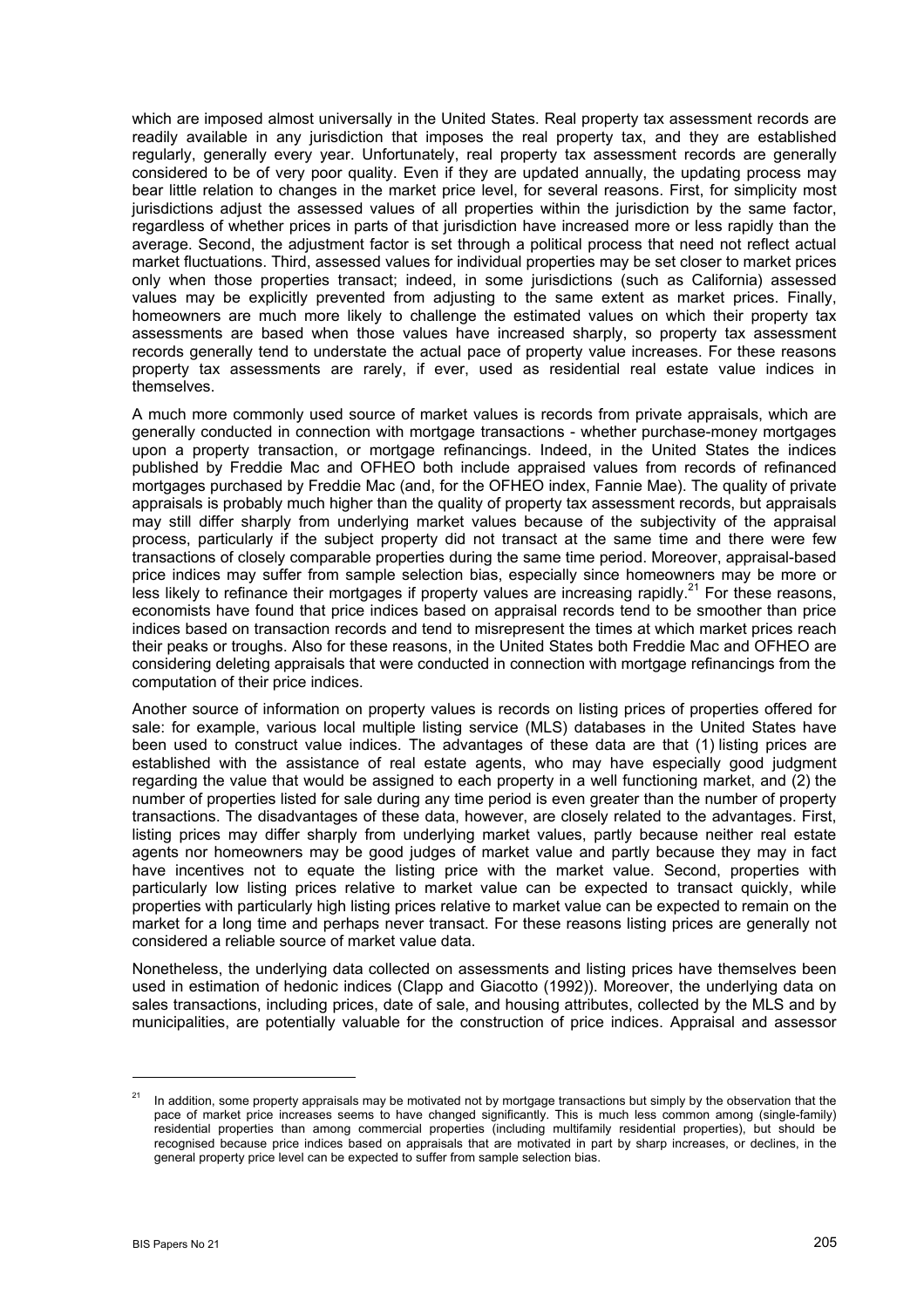which are imposed almost universally in the United States. Real property tax assessment records are readily available in any jurisdiction that imposes the real property tax, and they are established regularly, generally every year. Unfortunately, real property tax assessment records are generally considered to be of very poor quality. Even if they are updated annually, the updating process may bear little relation to changes in the market price level, for several reasons. First, for simplicity most jurisdictions adjust the assessed values of all properties within the jurisdiction by the same factor, regardless of whether prices in parts of that jurisdiction have increased more or less rapidly than the average. Second, the adjustment factor is set through a political process that need not reflect actual market fluctuations. Third, assessed values for individual properties may be set closer to market prices only when those properties transact; indeed, in some jurisdictions (such as California) assessed values may be explicitly prevented from adjusting to the same extent as market prices. Finally, homeowners are much more likely to challenge the estimated values on which their property tax assessments are based when those values have increased sharply, so property tax assessment records generally tend to understate the actual pace of property value increases. For these reasons property tax assessments are rarely, if ever, used as residential real estate value indices in themselves.

A much more commonly used source of market values is records from private appraisals, which are generally conducted in connection with mortgage transactions - whether purchase-money mortgages upon a property transaction, or mortgage refinancings. Indeed, in the United States the indices published by Freddie Mac and OFHEO both include appraised values from records of refinanced mortgages purchased by Freddie Mac (and, for the OFHEO index, Fannie Mae). The quality of private appraisals is probably much higher than the quality of property tax assessment records, but appraisals may still differ sharply from underlying market values because of the subjectivity of the appraisal process, particularly if the subject property did not transact at the same time and there were few transactions of closely comparable properties during the same time period. Moreover, appraisal-based price indices may suffer from sample selection bias, especially since homeowners may be more or less likely to refinance their mortgages if property values are increasing rapidly.[21] For these reasons, economists have found that price indices based on appraisal records tend to be smoother than price indices based on transaction records and tend to misrepresent the times at which market prices reach their peaks or troughs. Also for these reasons, in the United States both Freddie Mac and OFHEO are considering deleting appraisals that were conducted in connection with mortgage refinancings from the computation of their price indices.

Another source of information on property values is records on listing prices of properties offered for sale: for example, various local multiple listing service (MLS) databases in the United States have been used to construct value indices. The advantages of these data are that (1) listing prices are established with the assistance of real estate agents, who may have especially good judgment regarding the value that would be assigned to each property in a well functioning market, and (2) the number of properties listed for sale during any time period is even greater than the number of property transactions. The disadvantages of these data, however, are closely related to the advantages. First, listing prices may differ sharply from underlying market values, partly because neither real estate agents nor homeowners may be good judges of market value and partly because they may in fact have incentives not to equate the listing price with the market value. Second, properties with particularly low listing prices relative to market value can be expected to transact quickly, while properties with particularly high listing prices relative to market value can be expected to remain on the market for a long time and perhaps never transact. For these reasons listing prices are generally not considered a reliable source of market value data.

Nonetheless, the underlying data collected on assessments and listing prices have themselves been used in estimation of hedonic indices (Clapp and Giacotto (1992)). Moreover, the underlying data on sales transactions, including prices, date of sale, and housing attributes, collected by the MLS and by municipalities, are potentially valuable for the construction of price indices. Appraisal and assessor

---

[21] In addition, some property appraisals may be motivated not by mortgage transactions but simply by the observation that the pace of market price increases seems to have changed significantly. This is much less common among (single-family) residential properties than among commercial properties (including multifamily residential properties), but should be recognised because price indices based on appraisals that are motivated in part by sharp increases, or declines, in the general property price level can be expected to suffer from sample selection bias.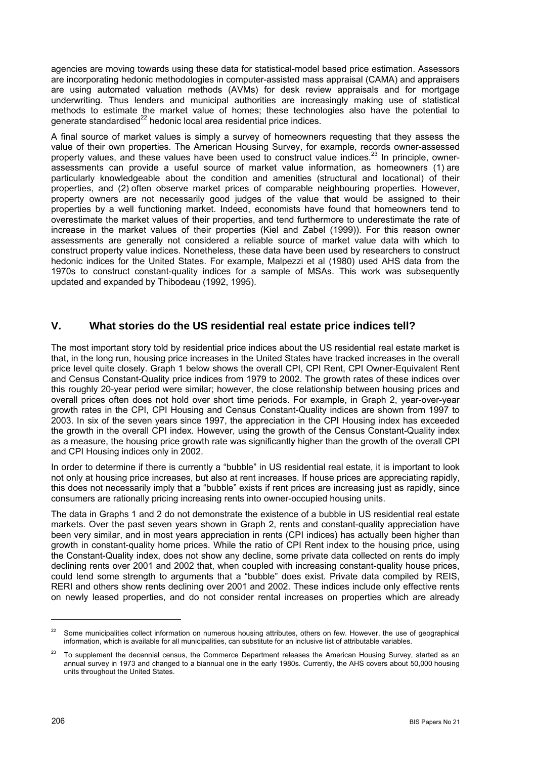agencies are moving towards using these data for statistical-model based price estimation. Assessors are incorporating hedonic methodologies in computer-assisted mass appraisal (CAMA) and appraisers are using automated valuation methods (AVMs) for desk review appraisals and for mortgage underwriting. Thus lenders and municipal authorities are increasingly making use of statistical methods to estimate the market value of homes; these technologies also have the potential to generate standardised[22] hedonic local area residential price indices.

A final source of market values is simply a survey of homeowners requesting that they assess the value of their own properties. The American Housing Survey, for example, records owner-assessed property values, and these values have been used to construct value indices.[23] In principle, owner-assessments can provide a useful source of market value information, as homeowners (1) are particularly knowledgeable about the condition and amenities (structural and locational) of their properties, and (2) often observe market prices of comparable neighbouring properties. However, property owners are not necessarily good judges of the value that would be assigned to their properties by a well functioning market. Indeed, economists have found that homeowners tend to overestimate the market values of their properties, and tend furthermore to underestimate the rate of increase in the market values of their properties (Kiel and Zabel (1999)). For this reason owner assessments are generally not considered a reliable source of market value data with which to construct property value indices. Nonetheless, these data have been used by researchers to construct hedonic indices for the United States. For example, Malpezzi et al (1980) used AHS data from the 1970s to construct constant-quality indices for a sample of MSAs. This work was subsequently updated and expanded by Thibodeau (1992, 1995).

## V. What stories do the US residential real estate price indices tell?

The most important story told by residential price indices about the US residential real estate market is that, in the long run, housing price increases in the United States have tracked increases in the overall price level quite closely. Graph 1 below shows the overall CPI, CPI Rent, CPI Owner-Equivalent Rent and Census Constant-Quality price indices from 1979 to 2002. The growth rates of these indices over this roughly 20-year period were similar; however, the close relationship between housing prices and overall prices often does not hold over short time periods. For example, in Graph 2, year-over-year growth rates in the CPI, CPI Housing and Census Constant-Quality indices are shown from 1997 to 2003. In six of the seven years since 1997, the appreciation in the CPI Housing index has exceeded the growth in the overall CPI index. However, using the growth of the Census Constant-Quality index as a measure, the housing price growth rate was significantly higher than the growth of the overall CPI and CPI Housing indices only in 2002.

In order to determine if there is currently a "bubble" in US residential real estate, it is important to look not only at housing price increases, but also at rent increases. If house prices are appreciating rapidly, this does not necessarily imply that a "bubble" exists if rent prices are increasing just as rapidly, since consumers are rationally pricing increasing rents into owner-occupied housing units.

The data in Graphs 1 and 2 do not demonstrate the existence of a bubble in US residential real estate markets. Over the past seven years shown in Graph 2, rents and constant-quality appreciation have been very similar, and in most years appreciation in rents (CPI indices) has actually been higher than growth in constant-quality home prices. While the ratio of CPI Rent index to the housing price, using the Constant-Quality index, does not show any decline, some private data collected on rents do imply declining rents over 2001 and 2002 that, when coupled with increasing constant-quality house prices, could lend some strength to arguments that a "bubble" does exist. Private data compiled by REIS, RERI and others show rents declining over 2001 and 2002. These indices include only effective rents on newly leased properties, and do not consider rental increases on properties which are already

---

[22] Some municipalities collect information on numerous housing attributes, others on few. However, the use of geographical information, which is available for all municipalities, can substitute for an inclusive list of attributable variables.

[23] To supplement the decennial census, the Commerce Department releases the American Housing Survey, started as an annual survey in 1973 and changed to a biannual one in the early 1980s. Currently, the AHS covers about 50,000 housing units throughout the United States.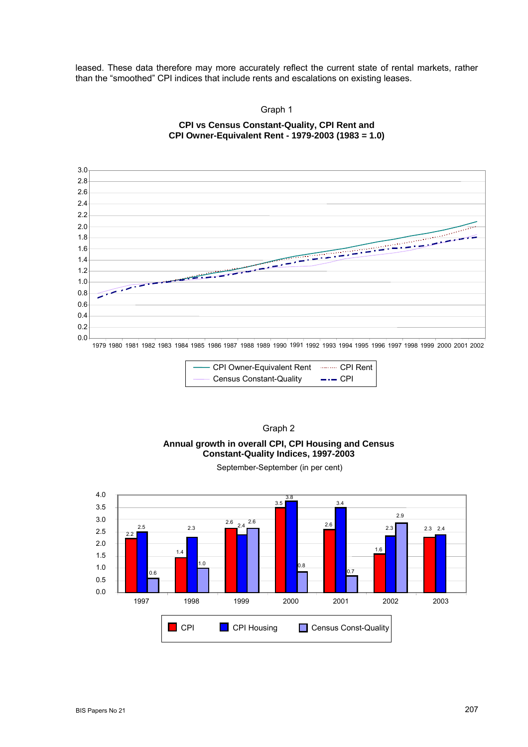leased. These data therefore may more accurately reflect the current state of rental markets, rather than the "smoothed" CPI indices that include rents and escalations on existing leases.

Graph 1

**CPI vs Census Constant-Quality, CPI Rent and CPI Owner-Equivalent Rent - 1979-2003 (1983 = 1.0)**

Graph 2

**Annual growth in overall CPI, CPI Housing and Census Constant-Quality Indices, 1997-2003**

September-September (in per cent)

| | CPI | CPI Housing | Census Const-Quality |
|---|---|---|---|
| 1997 | 2.2 | 2.5 | 0.6 |
| 1998 | 1.4 | 2.3 | 1.0 |
| 1999 | 2.6 | 2.4 | 2.6 |
| 2000 | 3.5 | 3.8 | 0.8 |
| 2001 | 2.6 | 3.4 | 0.7 |
| 2002 | 1.6 | 2.3 | 2.9 |
| 2003 | 2.3 | 2.4 | |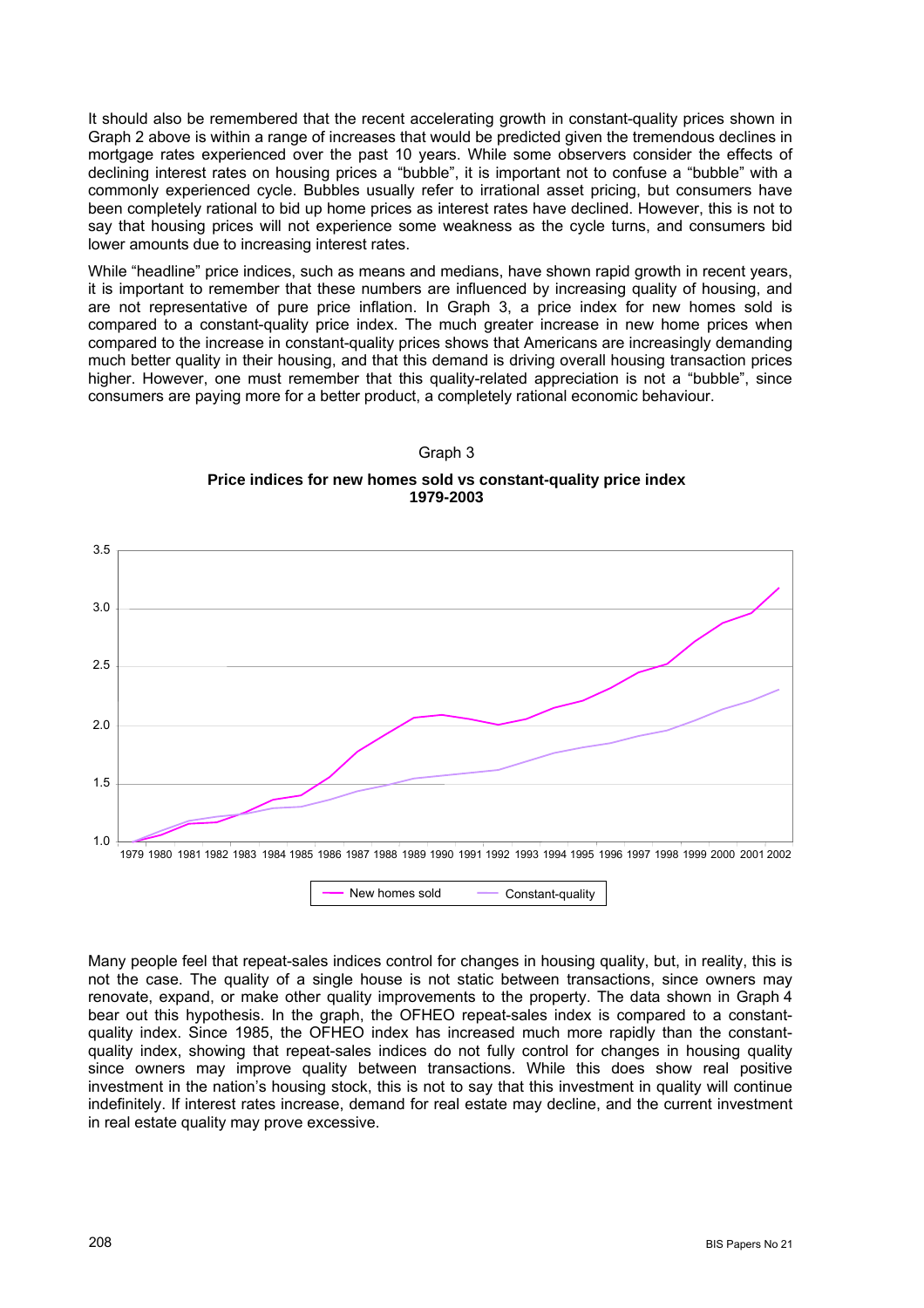It should also be remembered that the recent accelerating growth in constant-quality prices shown in Graph 2 above is within a range of increases that would be predicted given the tremendous declines in mortgage rates experienced over the past 10 years. While some observers consider the effects of declining interest rates on housing prices a "bubble", it is important not to confuse a "bubble" with a commonly experienced cycle. Bubbles usually refer to irrational asset pricing, but consumers have been completely rational to bid up home prices as interest rates have declined. However, this is not to say that housing prices will not experience some weakness as the cycle turns, and consumers bid lower amounts due to increasing interest rates.

While "headline" price indices, such as means and medians, have shown rapid growth in recent years, it is important to remember that these numbers are influenced by increasing quality of housing, and are not representative of pure price inflation. In Graph 3, a price index for new homes sold is compared to a constant-quality price index. The much greater increase in new home prices when compared to the increase in constant-quality prices shows that Americans are increasingly demanding much better quality in their housing, and that this demand is driving overall housing transaction prices higher. However, one must remember that this quality-related appreciation is not a "bubble", since consumers are paying more for a better product, a completely rational economic behaviour.

Graph 3

**Price indices for new homes sold vs constant-quality price index**
**1979-2003**

Many people feel that repeat-sales indices control for changes in housing quality, but, in reality, this is not the case. The quality of a single house is not static between transactions, since owners may renovate, expand, or make other quality improvements to the property. The data shown in Graph 4 bear out this hypothesis. In the graph, the OFHEO repeat-sales index is compared to a constant-quality index. Since 1985, the OFHEO index has increased much more rapidly than the constant-quality index, showing that repeat-sales indices do not fully control for changes in housing quality since owners may improve quality between transactions. While this does show real positive investment in the nation's housing stock, this is not to say that this investment in quality will continue indefinitely. If interest rates increase, demand for real estate may decline, and the current investment in real estate quality may prove excessive.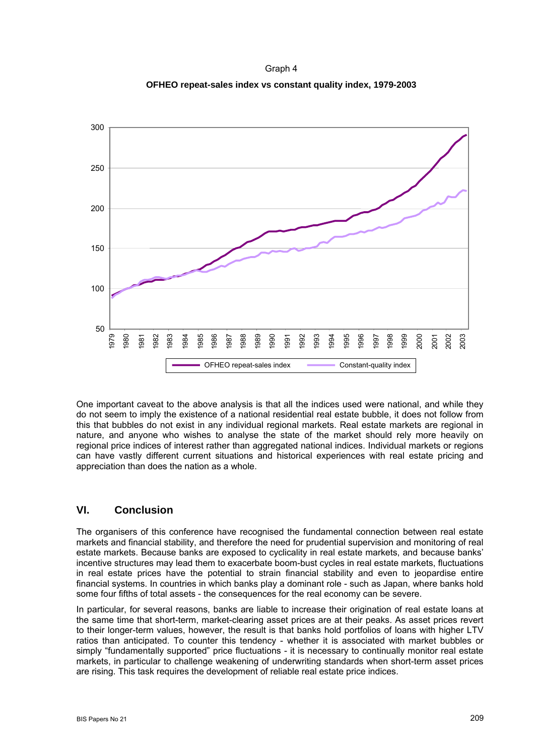Graph 4

**OFHEO repeat-sales index vs constant quality index, 1979-2003**

One important caveat to the above analysis is that all the indices used were national, and while they do not seem to imply the existence of a national residential real estate bubble, it does not follow from this that bubbles do not exist in any individual regional markets. Real estate markets are regional in nature, and anyone who wishes to analyse the state of the market should rely more heavily on regional price indices of interest rather than aggregated national indices. Individual markets or regions can have vastly different current situations and historical experiences with real estate pricing and appreciation than does the nation as a whole.

## VI. Conclusion

The organisers of this conference have recognised the fundamental connection between real estate markets and financial stability, and therefore the need for prudential supervision and monitoring of real estate markets. Because banks are exposed to cyclicality in real estate markets, and because banks' incentive structures may lead them to exacerbate boom-bust cycles in real estate markets, fluctuations in real estate prices have the potential to strain financial stability and even to jeopardise entire financial systems. In countries in which banks play a dominant role - such as Japan, where banks hold some four fifths of total assets - the consequences for the real economy can be severe.

In particular, for several reasons, banks are liable to increase their origination of real estate loans at the same time that short-term, market-clearing asset prices are at their peaks. As asset prices revert to their longer-term values, however, the result is that banks hold portfolios of loans with higher LTV ratios than anticipated. To counter this tendency - whether it is associated with market bubbles or simply "fundamentally supported" price fluctuations - it is necessary to continually monitor real estate markets, in particular to challenge weakening of underwriting standards when short-term asset prices are rising. This task requires the development of reliable real estate price indices.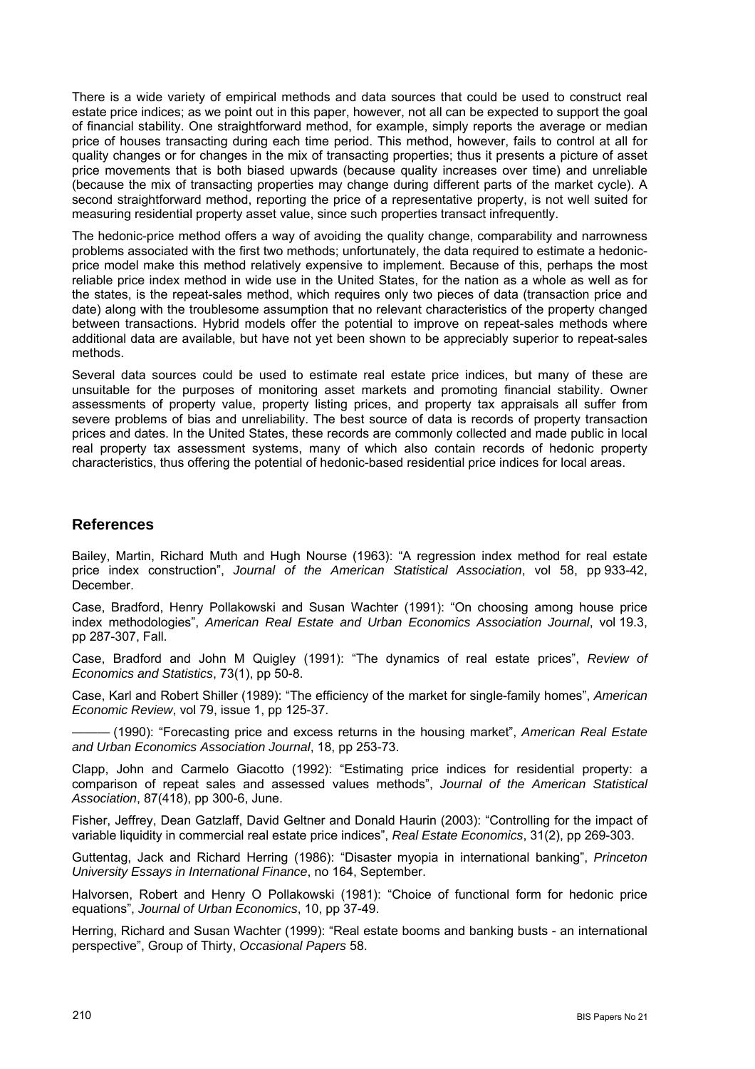There is a wide variety of empirical methods and data sources that could be used to construct real estate price indices; as we point out in this paper, however, not all can be expected to support the goal of financial stability. One straightforward method, for example, simply reports the average or median price of houses transacting during each time period. This method, however, fails to control at all for quality changes or for changes in the mix of transacting properties; thus it presents a picture of asset price movements that is both biased upwards (because quality increases over time) and unreliable (because the mix of transacting properties may change during different parts of the market cycle). A second straightforward method, reporting the price of a representative property, is not well suited for measuring residential property asset value, since such properties transact infrequently.

The hedonic-price method offers a way of avoiding the quality change, comparability and narrowness problems associated with the first two methods; unfortunately, the data required to estimate a hedonic-price model make this method relatively expensive to implement. Because of this, perhaps the most reliable price index method in wide use in the United States, for the nation as a whole as well as for the states, is the repeat-sales method, which requires only two pieces of data (transaction price and date) along with the troublesome assumption that no relevant characteristics of the property changed between transactions. Hybrid models offer the potential to improve on repeat-sales methods where additional data are available, but have not yet been shown to be appreciably superior to repeat-sales methods.

Several data sources could be used to estimate real estate price indices, but many of these are unsuitable for the purposes of monitoring asset markets and promoting financial stability. Owner assessments of property value, property listing prices, and property tax appraisals all suffer from severe problems of bias and unreliability. The best source of data is records of property transaction prices and dates. In the United States, these records are commonly collected and made public in local real property tax assessment systems, many of which also contain records of hedonic property characteristics, thus offering the potential of hedonic-based residential price indices for local areas.

## References

Bailey, Martin, Richard Muth and Hugh Nourse (1963): "A regression index method for real estate price index construction", *Journal of the American Statistical Association*, vol 58, pp 933-42, December.

Case, Bradford, Henry Pollakowski and Susan Wachter (1991): "On choosing among house price index methodologies", *American Real Estate and Urban Economics Association Journal*, vol 19.3, pp 287-307, Fall.

Case, Bradford and John M Quigley (1991): "The dynamics of real estate prices", *Review of Economics and Statistics*, 73(1), pp 50-8.

Case, Karl and Robert Shiller (1989): "The efficiency of the market for single-family homes", *American Economic Review*, vol 79, issue 1, pp 125-37.

——— (1990): "Forecasting price and excess returns in the housing market", *American Real Estate and Urban Economics Association Journal*, 18, pp 253-73.

Clapp, John and Carmelo Giacotto (1992): "Estimating price indices for residential property: a comparison of repeat sales and assessed values methods", *Journal of the American Statistical Association*, 87(418), pp 300-6, June.

Fisher, Jeffrey, Dean Gatzlaff, David Geltner and Donald Haurin (2003): "Controlling for the impact of variable liquidity in commercial real estate price indices", *Real Estate Economics*, 31(2), pp 269-303.

Guttentag, Jack and Richard Herring (1986): "Disaster myopia in international banking", *Princeton University Essays in International Finance*, no 164, September.

Halvorsen, Robert and Henry O Pollakowski (1981): "Choice of functional form for hedonic price equations", *Journal of Urban Economics*, 10, pp 37-49.

Herring, Richard and Susan Wachter (1999): "Real estate booms and banking busts - an international perspective", Group of Thirty, *Occasional Papers* 58.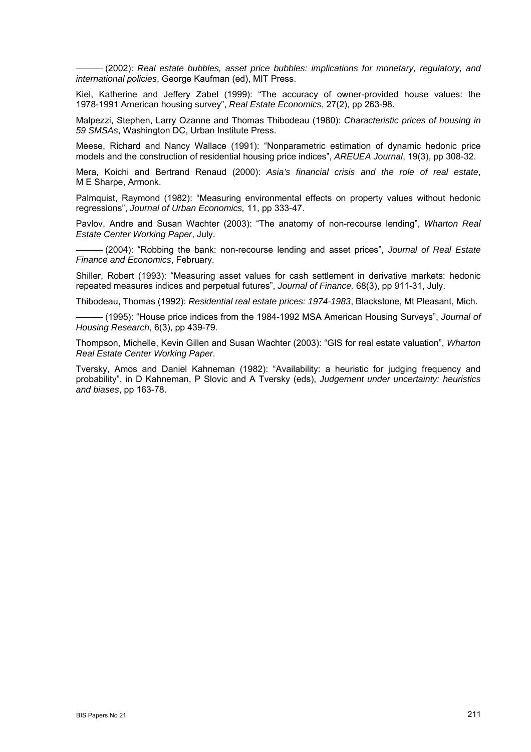——— (2002): *Real estate bubbles, asset price bubbles: implications for monetary, regulatory, and international policies*, George Kaufman (ed), MIT Press.

Kiel, Katherine and Jeffery Zabel (1999): "The accuracy of owner-provided house values: the 1978-1991 American housing survey", *Real Estate Economics*, 27(2), pp 263-98.

Malpezzi, Stephen, Larry Ozanne and Thomas Thibodeau (1980): *Characteristic prices of housing in 59 SMSAs*, Washington DC, Urban Institute Press.

Meese, Richard and Nancy Wallace (1991): "Nonparametric estimation of dynamic hedonic price models and the construction of residential housing price indices", *AREUEA Journal*, 19(3), pp 308-32.

Mera, Koichi and Bertrand Renaud (2000): *Asia's financial crisis and the role of real estate*, M E Sharpe, Armonk.

Palmquist, Raymond (1982): "Measuring environmental effects on property values without hedonic regressions", *Journal of Urban Economics,* 11, pp 333-47.

Pavlov, Andre and Susan Wachter (2003): "The anatomy of non-recourse lending", *Wharton Real Estate Center Working Paper*, July.

——— (2004): "Robbing the bank: non-recourse lending and asset prices", *Journal of Real Estate Finance and Economics*, February.

Shiller, Robert (1993): "Measuring asset values for cash settlement in derivative markets: hedonic repeated measures indices and perpetual futures", *Journal of Finance,* 68(3), pp 911-31, July.

Thibodeau, Thomas (1992): *Residential real estate prices: 1974-1983*, Blackstone, Mt Pleasant, Mich.

——— (1995): "House price indices from the 1984-1992 MSA American Housing Surveys", *Journal of Housing Research*, 6(3), pp 439-79.

Thompson, Michelle, Kevin Gillen and Susan Wachter (2003): "GIS for real estate valuation", *Wharton Real Estate Center Working Paper*.

Tversky, Amos and Daniel Kahneman (1982): "Availability: a heuristic for judging frequency and probability", in D Kahneman, P Slovic and A Tversky (eds), *Judgement under uncertainty: heuristics and biases*, pp 163-78.